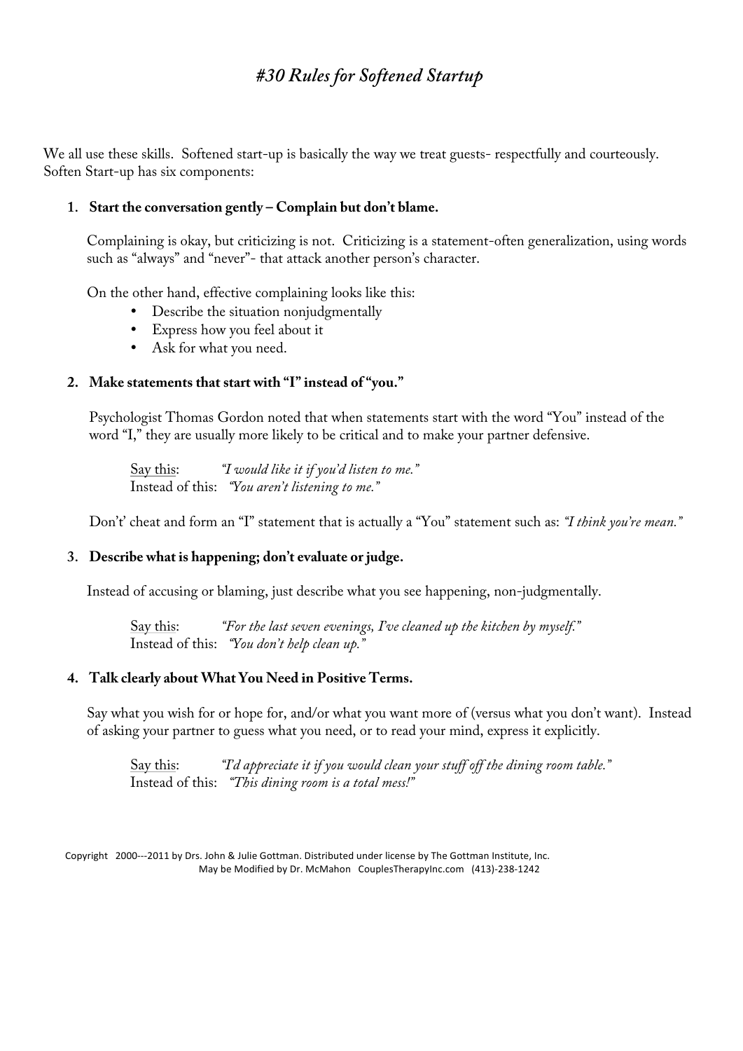# *#30 Rules for Softened Startup*

We all use these skills. Softened start-up is basically the way we treat guests- respectfully and courteously. Soften Start-up has six components:

1. **Start the conversation gently – Complain but don't blame.**

   Complaining is okay, but criticizing is not. Criticizing is a statement-often generalization, using words such as "always" and "never"- that attack another person's character.

   On the other hand, effective complaining looks like this:
   - Describe the situation nonjudgmentally
   - Express how you feel about it
   - Ask for what you need.

2. **Make statements that start with "I" instead of "you."**

   Psychologist Thomas Gordon noted that when statements start with the word "You" instead of the word "I," they are usually more likely to be critical and to make your partner defensive.

   Say this: *"I would like it if you'd listen to me."*
   Instead of this: *"You aren't listening to me."*

   Don't' cheat and form an "I" statement that is actually a "You" statement such as: *"I think you're mean."*

3. **Describe what is happening; don't evaluate or judge.**

   Instead of accusing or blaming, just describe what you see happening, non-judgmentally.

   Say this: *"For the last seven evenings, I've cleaned up the kitchen by myself."*
   Instead of this: *"You don't help clean up."*

4. **Talk clearly about What You Need in Positive Terms.**

   Say what you wish for or hope for, and/or what you want more of (versus what you don't want). Instead of asking your partner to guess what you need, or to read your mind, express it explicitly.

   Say this: *"I'd appreciate it if you would clean your stuff off the dining room table."*
   Instead of this: *"This dining room is a total mess!"*

Copyright 2000---2011 by Drs. John & Julie Gottman. Distributed under license by The Gottman Institute, Inc.
May be Modified by Dr. McMahon CouplesTherapyInc.com (413)-238-1242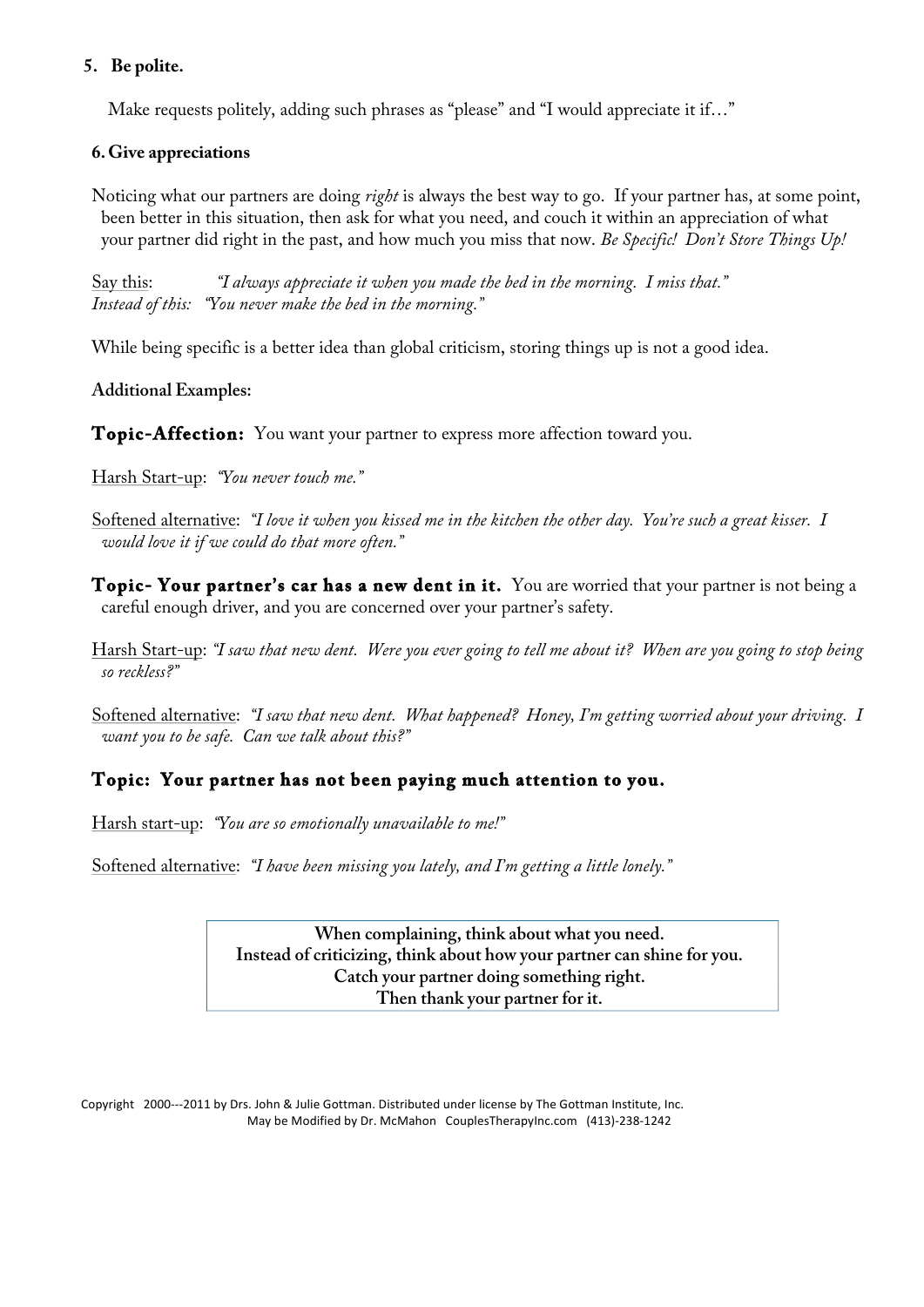### 5. Be polite.

Make requests politely, adding such phrases as "please" and "I would appreciate it if…"

### 6. Give appreciations

Noticing what our partners are doing *right* is always the best way to go. If your partner has, at some point, been better in this situation, then ask for what you need, and couch it within an appreciation of what your partner did right in the past, and how much you miss that now. *Be Specific! Don't Store Things Up!*

Say this: *"I always appreciate it when you made the bed in the morning. I miss that."*
*Instead of this: "You never make the bed in the morning."*

While being specific is a better idea than global criticism, storing things up is not a good idea.

**Additional Examples:**

**Topic-Affection:** You want your partner to express more affection toward you.

Harsh Start-up: *"You never touch me."*

Softened alternative: *"I love it when you kissed me in the kitchen the other day. You're such a great kisser. I would love it if we could do that more often."*

**Topic- Your partner's car has a new dent in it.** You are worried that your partner is not being a careful enough driver, and you are concerned over your partner's safety.

Harsh Start-up: *"I saw that new dent. Were you ever going to tell me about it? When are you going to stop being so reckless?"*

Softened alternative: *"I saw that new dent. What happened? Honey, I'm getting worried about your driving. I want you to be safe. Can we talk about this?"*

**Topic: Your partner has not been paying much attention to you.**

Harsh start-up: *"You are so emotionally unavailable to me!"*

Softened alternative: *"I have been missing you lately, and I'm getting a little lonely."*

> **When complaining, think about what you need.**
> **Instead of criticizing, think about how your partner can shine for you.**
> **Catch your partner doing something right.**
> **Then thank your partner for it.**

Copyright 2000---2011 by Drs. John & Julie Gottman. Distributed under license by The Gottman Institute, Inc.
May be Modified by Dr. McMahon CouplesTherapyInc.com (413)-238-1242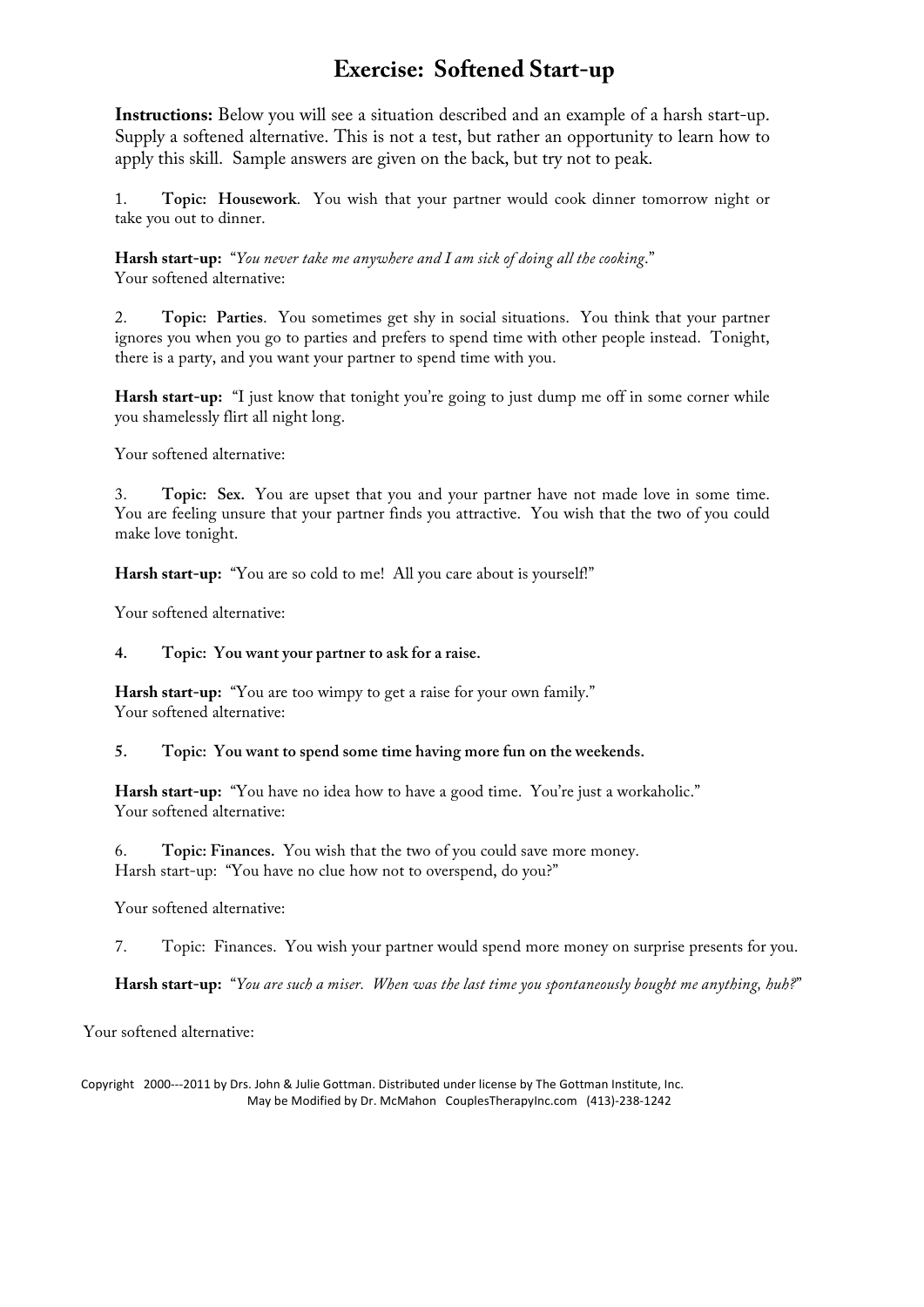# Exercise: Softened Start-up

**Instructions:** Below you will see a situation described and an example of a harsh start-up. Supply a softened alternative. This is not a test, but rather an opportunity to learn how to apply this skill. Sample answers are given on the back, but try not to peak.

1. **Topic: Housework**. You wish that your partner would cook dinner tomorrow night or take you out to dinner.

**Harsh start-up:** "*You never take me anywhere and I am sick of doing all the cooking*."
Your softened alternative:

2. **Topic: Parties**. You sometimes get shy in social situations. You think that your partner ignores you when you go to parties and prefers to spend time with other people instead. Tonight, there is a party, and you want your partner to spend time with you.

**Harsh start-up:** "I just know that tonight you're going to just dump me off in some corner while you shamelessly flirt all night long.

Your softened alternative:

3. **Topic: Sex.** You are upset that you and your partner have not made love in some time. You are feeling unsure that your partner finds you attractive. You wish that the two of you could make love tonight.

**Harsh start-up:** "You are so cold to me! All you care about is yourself!"

Your softened alternative:

4. **Topic: You want your partner to ask for a raise.**

**Harsh start-up:** "You are too wimpy to get a raise for your own family."
Your softened alternative:

5. **Topic: You want to spend some time having more fun on the weekends.**

**Harsh start-up:** "You have no idea how to have a good time. You're just a workaholic."
Your softened alternative:

6. **Topic: Finances.** You wish that the two of you could save more money.
Harsh start-up: "You have no clue how not to overspend, do you?"

Your softened alternative:

7. Topic: Finances. You wish your partner would spend more money on surprise presents for you.

**Harsh start-up:** "*You are such a miser. When was the last time you spontaneously bought me anything, huh?*"

Your softened alternative:

Copyright 2000---2011 by Drs. John & Julie Gottman. Distributed under license by The Gottman Institute, Inc.
May be Modified by Dr. McMahon CouplesTherapyInc.com (413)-238-1242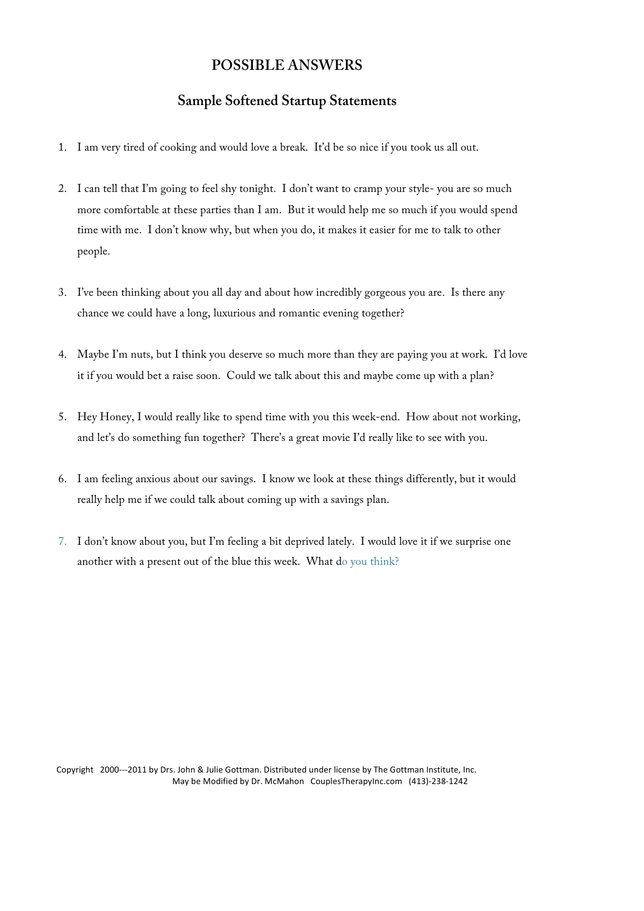# POSSIBLE ANSWERS

## Sample Softened Startup Statements

1. I am very tired of cooking and would love a break.  It'd be so nice if you took us all out.

2. I can tell that I'm going to feel shy tonight.  I don't want to cramp your style- you are so much more comfortable at these parties than I am.  But it would help me so much if you would spend time with me.  I don't know why, but when you do, it makes it easier for me to talk to other people.

3. I've been thinking about you all day and about how incredibly gorgeous you are.  Is there any chance we could have a long, luxurious and romantic evening together?

4. Maybe I'm nuts, but I think you deserve so much more than they are paying you at work.  I'd love it if you would bet a raise soon.  Could we talk about this and maybe come up with a plan?

5. Hey Honey, I would really like to spend time with you this week-end.  How about not working, and let's do something fun together?  There's a great movie I'd really like to see with you.

6. I am feeling anxious about our savings.  I know we look at these things differently, but it would really help me if we could talk about coming up with a savings plan.

7. I don't know about you, but I'm feeling a bit deprived lately.  I would love it if we surprise one another with a present out of the blue this week.  What do you think?

Copyright 2000---2011 by Drs. John & Julie Gottman. Distributed under license by The Gottman Institute, Inc.
May be Modified by Dr. McMahon CouplesTherapyInc.com (413)-238-1242